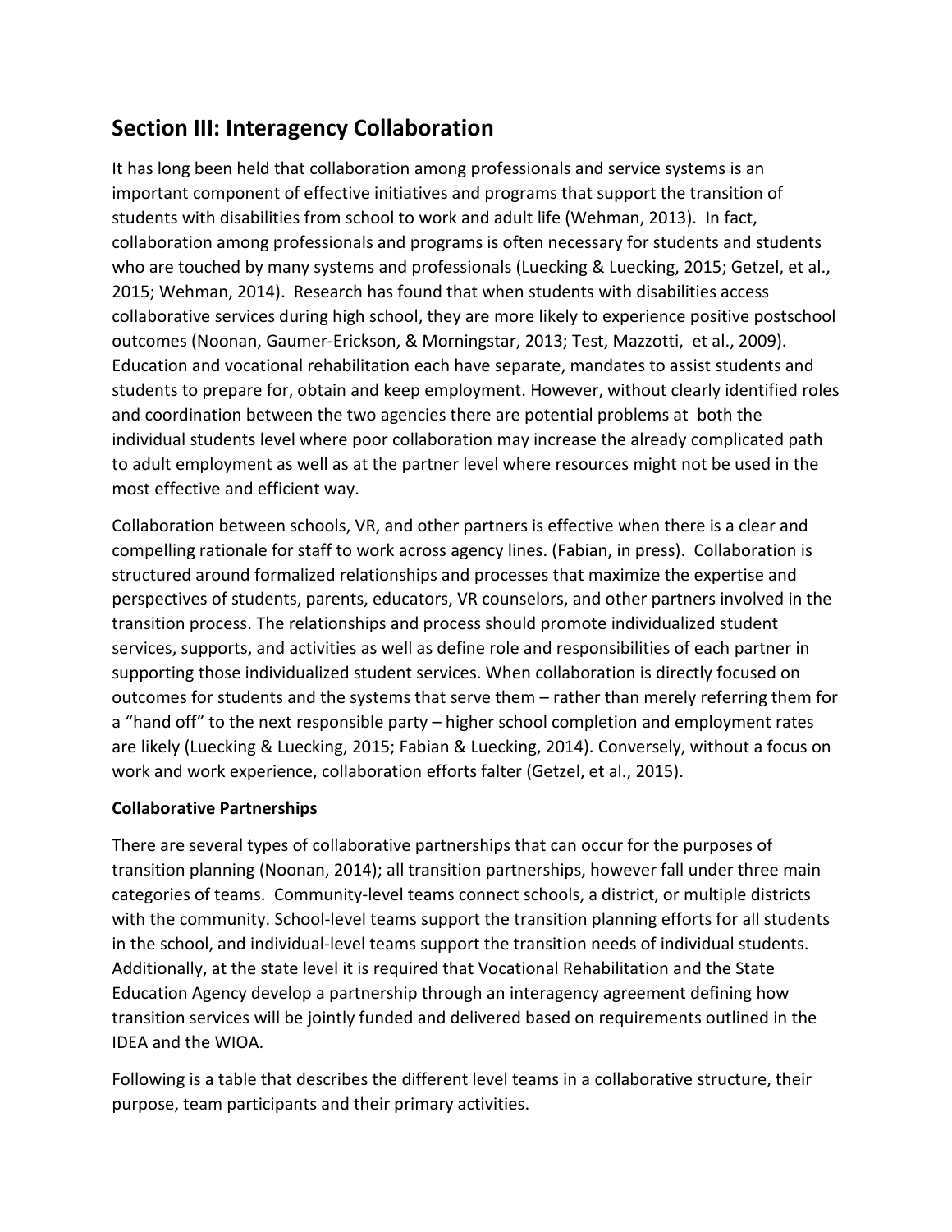## Section III: Interagency Collaboration

It has long been held that collaboration among professionals and service systems is an important component of effective initiatives and programs that support the transition of students with disabilities from school to work and adult life (Wehman, 2013). In fact, collaboration among professionals and programs is often necessary for students and students who are touched by many systems and professionals (Luecking & Luecking, 2015; Getzel, et al., 2015; Wehman, 2014). Research has found that when students with disabilities access collaborative services during high school, they are more likely to experience positive postschool outcomes (Noonan, Gaumer-Erickson, & Morningstar, 2013; Test, Mazzotti, et al., 2009). Education and vocational rehabilitation each have separate, mandates to assist students and students to prepare for, obtain and keep employment. However, without clearly identified roles and coordination between the two agencies there are potential problems at both the individual students level where poor collaboration may increase the already complicated path to adult employment as well as at the partner level where resources might not be used in the most effective and efficient way.

Collaboration between schools, VR, and other partners is effective when there is a clear and compelling rationale for staff to work across agency lines. (Fabian, in press). Collaboration is structured around formalized relationships and processes that maximize the expertise and perspectives of students, parents, educators, VR counselors, and other partners involved in the transition process. The relationships and process should promote individualized student services, supports, and activities as well as define role and responsibilities of each partner in supporting those individualized student services. When collaboration is directly focused on outcomes for students and the systems that serve them – rather than merely referring them for a "hand off" to the next responsible party – higher school completion and employment rates are likely (Luecking & Luecking, 2015; Fabian & Luecking, 2014). Conversely, without a focus on work and work experience, collaboration efforts falter (Getzel, et al., 2015).

**Collaborative Partnerships**

There are several types of collaborative partnerships that can occur for the purposes of transition planning (Noonan, 2014); all transition partnerships, however fall under three main categories of teams. Community-level teams connect schools, a district, or multiple districts with the community. School-level teams support the transition planning efforts for all students in the school, and individual-level teams support the transition needs of individual students. Additionally, at the state level it is required that Vocational Rehabilitation and the State Education Agency develop a partnership through an interagency agreement defining how transition services will be jointly funded and delivered based on requirements outlined in the IDEA and the WIOA.

Following is a table that describes the different level teams in a collaborative structure, their purpose, team participants and their primary activities.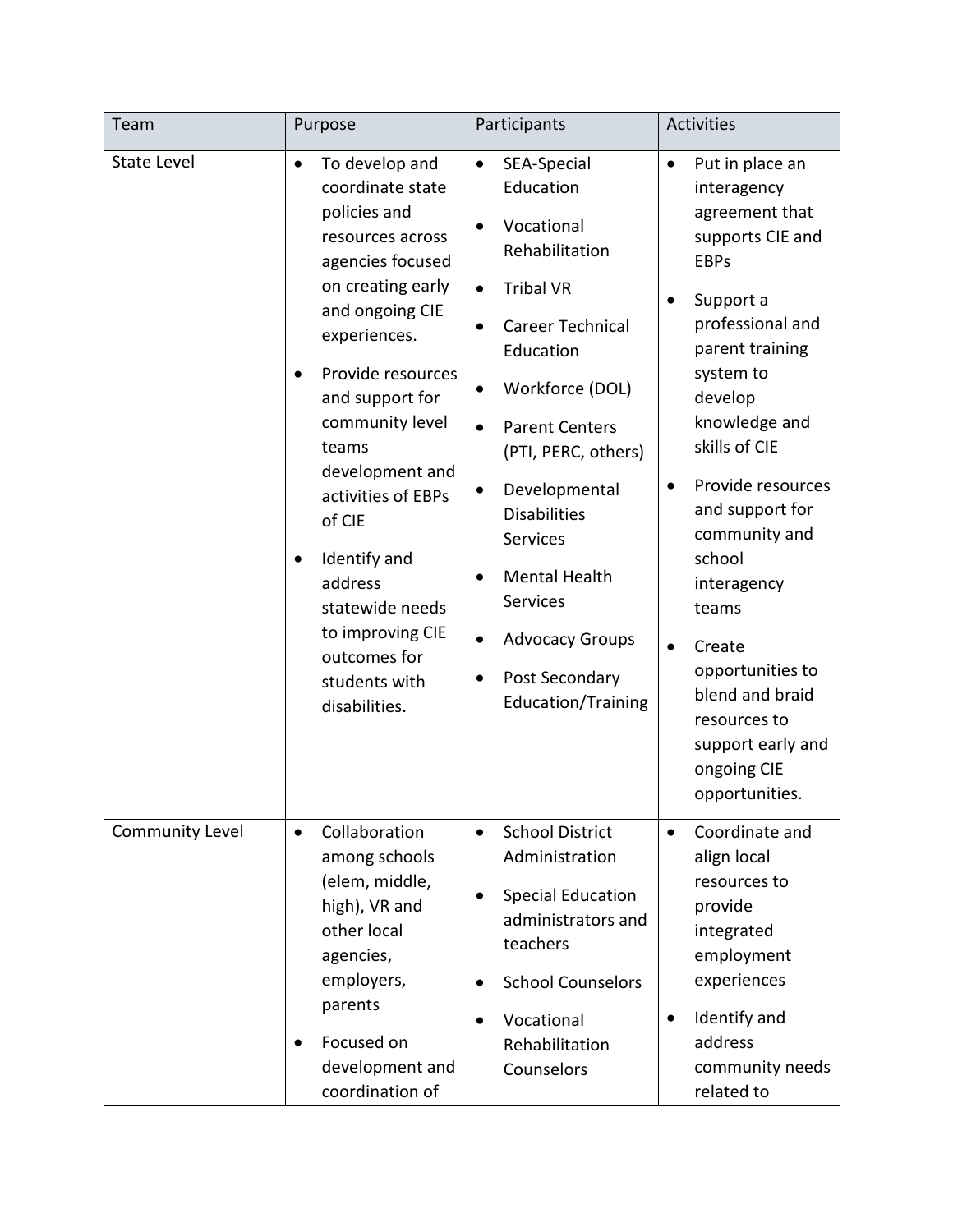| Team | Purpose | Participants | Activities |
| --- | --- | --- | --- |
| State Level | • To develop and coordinate state policies and resources across agencies focused on creating early and ongoing CIE experiences.<br>• Provide resources and support for community level teams development and activities of EBPs of CIE<br>• Identify and address statewide needs to improving CIE outcomes for students with disabilities. | • SEA-Special Education<br>• Vocational Rehabilitation<br>• Tribal VR<br>• Career Technical Education<br>• Workforce (DOL)<br>• Parent Centers (PTI, PERC, others)<br>• Developmental Disabilities Services<br>• Mental Health Services<br>• Advocacy Groups<br>• Post Secondary Education/Training | • Put in place an interagency agreement that supports CIE and EBPs<br>• Support a professional and parent training system to develop knowledge and skills of CIE<br>• Provide resources and support for community and school interagency teams<br>• Create opportunities to blend and braid resources to support early and ongoing CIE opportunities. |
| Community Level | • Collaboration among schools (elem, middle, high), VR and other local agencies, employers, parents<br>• Focused on development and coordination of | • School District Administration<br>• Special Education administrators and teachers<br>• School Counselors<br>• Vocational Rehabilitation Counselors | • Coordinate and align local resources to provide integrated employment experiences<br>• Identify and address community needs related to |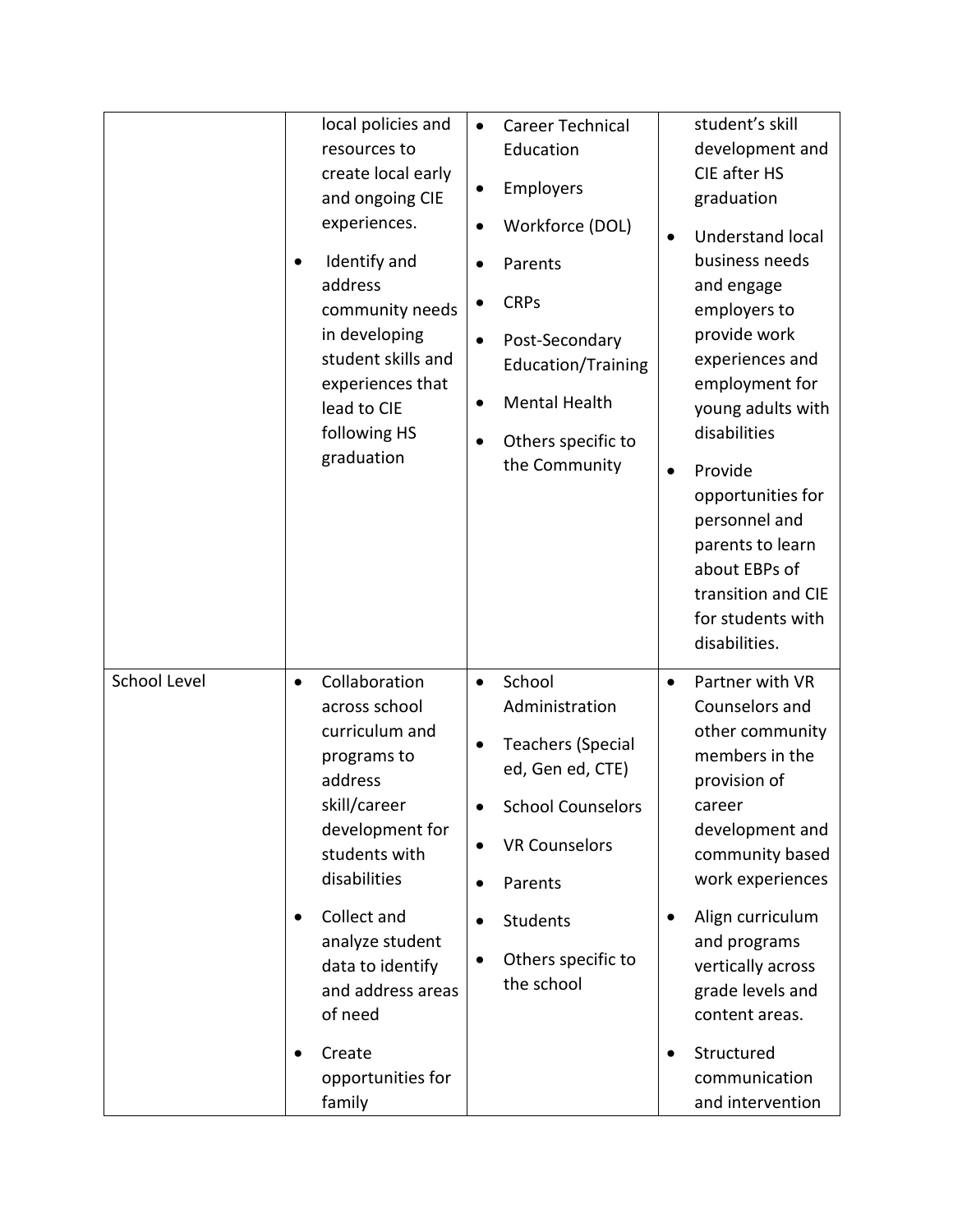| | | | |
|---|---|---|---|
| | local policies and resources to create local early and ongoing CIE experiences.<br>• Identify and address community needs in developing student skills and experiences that lead to CIE following HS graduation | • Career Technical Education<br>• Employers<br>• Workforce (DOL)<br>• Parents<br>• CRPs<br>• Post-Secondary Education/Training<br>• Mental Health<br>• Others specific to the Community | student's skill development and CIE after HS graduation<br>• Understand local business needs and engage employers to provide work experiences and employment for young adults with disabilities<br>• Provide opportunities for personnel and parents to learn about EBPs of transition and CIE for students with disabilities. |
| School Level | • Collaboration across school curriculum and programs to address skill/career development for students with disabilities<br>• Collect and analyze student data to identify and address areas of need<br>• Create opportunities for family | • School Administration<br>• Teachers (Special ed, Gen ed, CTE)<br>• School Counselors<br>• VR Counselors<br>• Parents<br>• Students<br>• Others specific to the school | • Partner with VR Counselors and other community members in the provision of career development and community based work experiences<br>• Align curriculum and programs vertically across grade levels and content areas.<br>• Structured communication and intervention |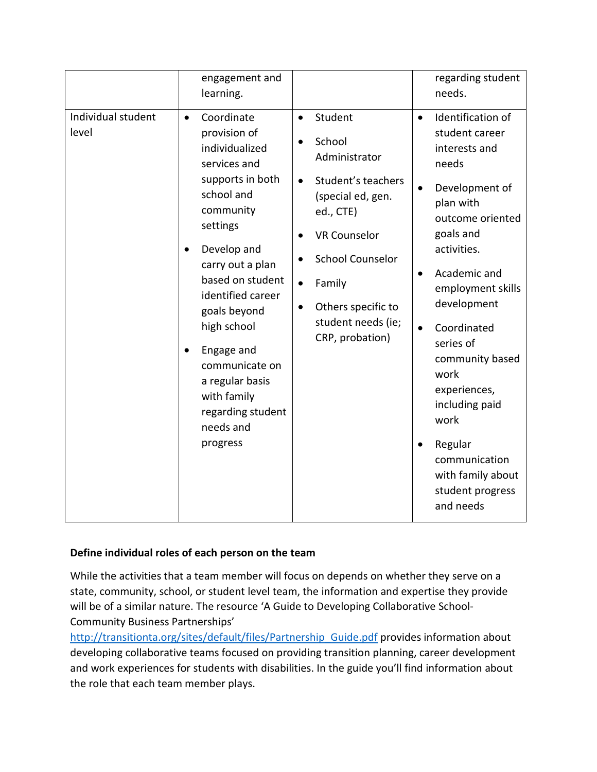| | | | |
|---|---|---|---|
| | engagement and learning. | | regarding student needs. |
| Individual student level | • Coordinate provision of individualized services and supports in both school and community settings<br>• Develop and carry out a plan based on student identified career goals beyond high school<br>• Engage and communicate on a regular basis with family regarding student needs and progress | • Student<br>• School Administrator<br>• Student's teachers (special ed, gen. ed., CTE)<br>• VR Counselor<br>• School Counselor<br>• Family<br>• Others specific to student needs (ie; CRP, probation) | • Identification of student career interests and needs<br>• Development of plan with outcome oriented goals and activities.<br>• Academic and employment skills development<br>• Coordinated series of community based work experiences, including paid work<br>• Regular communication with family about student progress and needs |

**Define individual roles of each person on the team**

While the activities that a team member will focus on depends on whether they serve on a state, community, school, or student level team, the information and expertise they provide will be of a similar nature. The resource 'A Guide to Developing Collaborative School-Community Business Partnerships' http://transitionta.org/sites/default/files/Partnership_Guide.pdf provides information about developing collaborative teams focused on providing transition planning, career development and work experiences for students with disabilities. In the guide you'll find information about the role that each team member plays.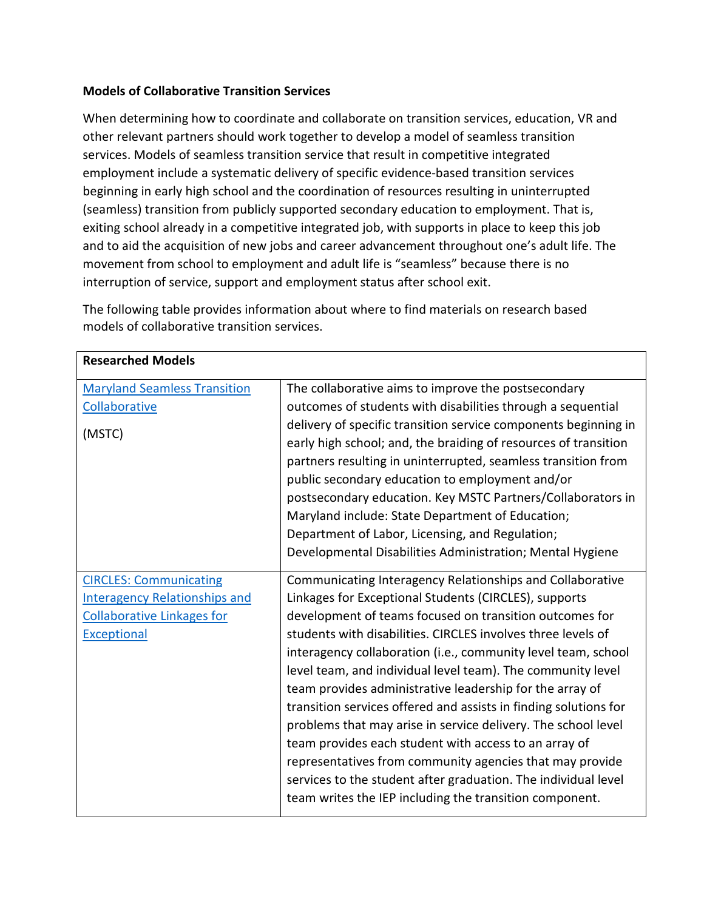**Models of Collaborative Transition Services**

When determining how to coordinate and collaborate on transition services, education, VR and other relevant partners should work together to develop a model of seamless transition services. Models of seamless transition service that result in competitive integrated employment include a systematic delivery of specific evidence-based transition services beginning in early high school and the coordination of resources resulting in uninterrupted (seamless) transition from publicly supported secondary education to employment. That is, exiting school already in a competitive integrated job, with supports in place to keep this job and to aid the acquisition of new jobs and career advancement throughout one's adult life. The movement from school to employment and adult life is "seamless" because there is no interruption of service, support and employment status after school exit.

The following table provides information about where to find materials on research based models of collaborative transition services.

| **Researched Models** | |
|---|---|
| Maryland Seamless Transition Collaborative<br><br>(MSTC) | The collaborative aims to improve the postsecondary outcomes of students with disabilities through a sequential delivery of specific transition service components beginning in early high school; and, the braiding of resources of transition partners resulting in uninterrupted, seamless transition from public secondary education to employment and/or postsecondary education. Key MSTC Partners/Collaborators in Maryland include: State Department of Education; Department of Labor, Licensing, and Regulation; Developmental Disabilities Administration; Mental Hygiene |
| CIRCLES: Communicating Interagency Relationships and Collaborative Linkages for Exceptional | Communicating Interagency Relationships and Collaborative Linkages for Exceptional Students (CIRCLES), supports development of teams focused on transition outcomes for students with disabilities. CIRCLES involves three levels of interagency collaboration (i.e., community level team, school level team, and individual level team). The community level team provides administrative leadership for the array of transition services offered and assists in finding solutions for problems that may arise in service delivery. The school level team provides each student with access to an array of representatives from community agencies that may provide services to the student after graduation. The individual level team writes the IEP including the transition component. |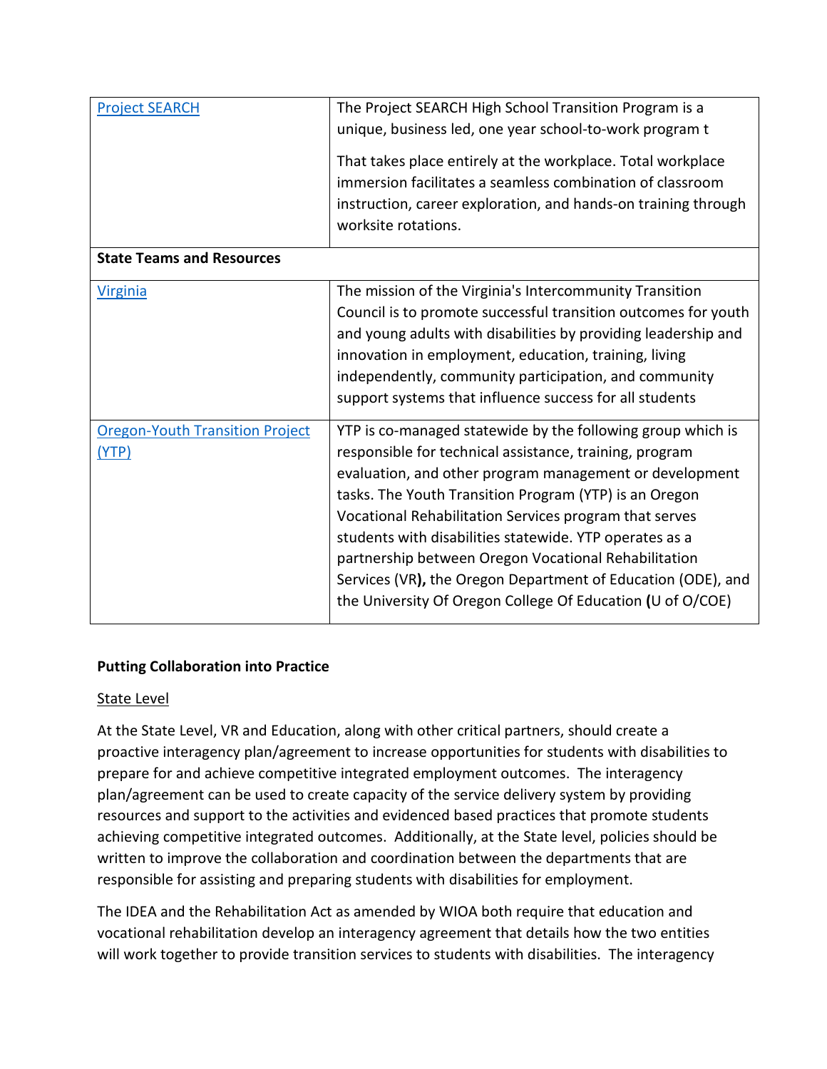| | |
|---|---|
| [Project SEARCH]() | The Project SEARCH High School Transition Program is a unique, business led, one year school-to-work program t<br><br>That takes place entirely at the workplace. Total workplace immersion facilitates a seamless combination of classroom instruction, career exploration, and hands-on training through worksite rotations. |
| **State Teams and Resources** | |
| [Virginia]() | The mission of the Virginia's Intercommunity Transition Council is to promote successful transition outcomes for youth and young adults with disabilities by providing leadership and innovation in employment, education, training, living independently, community participation, and community support systems that influence success for all students |
| [Oregon-Youth Transition Project (YTP)]() | YTP is co-managed statewide by the following group which is responsible for technical assistance, training, program evaluation, and other program management or development tasks. The Youth Transition Program (YTP) is an Oregon Vocational Rehabilitation Services program that serves students with disabilities statewide. YTP operates as a partnership between Oregon Vocational Rehabilitation Services (VR**),** the Oregon Department of Education (ODE), and the University Of Oregon College Of Education **(**U of O/COE) |

**Putting Collaboration into Practice**

State Level

At the State Level, VR and Education, along with other critical partners, should create a proactive interagency plan/agreement to increase opportunities for students with disabilities to prepare for and achieve competitive integrated employment outcomes. The interagency plan/agreement can be used to create capacity of the service delivery system by providing resources and support to the activities and evidenced based practices that promote students achieving competitive integrated outcomes. Additionally, at the State level, policies should be written to improve the collaboration and coordination between the departments that are responsible for assisting and preparing students with disabilities for employment.

The IDEA and the Rehabilitation Act as amended by WIOA both require that education and vocational rehabilitation develop an interagency agreement that details how the two entities will work together to provide transition services to students with disabilities. The interagency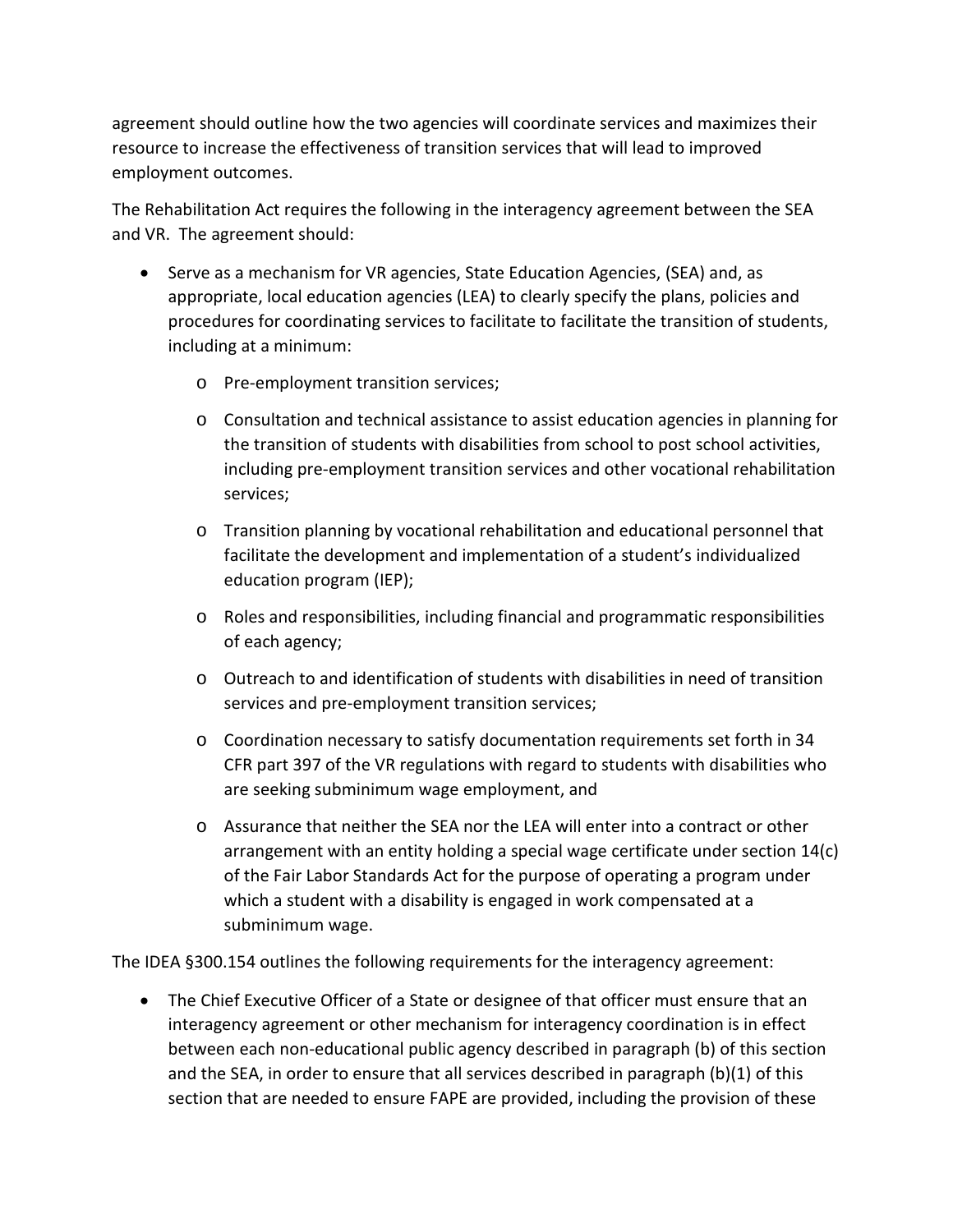agreement should outline how the two agencies will coordinate services and maximizes their resource to increase the effectiveness of transition services that will lead to improved employment outcomes.

The Rehabilitation Act requires the following in the interagency agreement between the SEA and VR. The agreement should:

- Serve as a mechanism for VR agencies, State Education Agencies, (SEA) and, as appropriate, local education agencies (LEA) to clearly specify the plans, policies and procedures for coordinating services to facilitate to facilitate the transition of students, including at a minimum:
    - Pre-employment transition services;
    - Consultation and technical assistance to assist education agencies in planning for the transition of students with disabilities from school to post school activities, including pre-employment transition services and other vocational rehabilitation services;
    - Transition planning by vocational rehabilitation and educational personnel that facilitate the development and implementation of a student's individualized education program (IEP);
    - Roles and responsibilities, including financial and programmatic responsibilities of each agency;
    - Outreach to and identification of students with disabilities in need of transition services and pre-employment transition services;
    - Coordination necessary to satisfy documentation requirements set forth in 34 CFR part 397 of the VR regulations with regard to students with disabilities who are seeking subminimum wage employment, and
    - Assurance that neither the SEA nor the LEA will enter into a contract or other arrangement with an entity holding a special wage certificate under section 14(c) of the Fair Labor Standards Act for the purpose of operating a program under which a student with a disability is engaged in work compensated at a subminimum wage.

The IDEA §300.154 outlines the following requirements for the interagency agreement:

- The Chief Executive Officer of a State or designee of that officer must ensure that an interagency agreement or other mechanism for interagency coordination is in effect between each non-educational public agency described in paragraph (b) of this section and the SEA, in order to ensure that all services described in paragraph (b)(1) of this section that are needed to ensure FAPE are provided, including the provision of these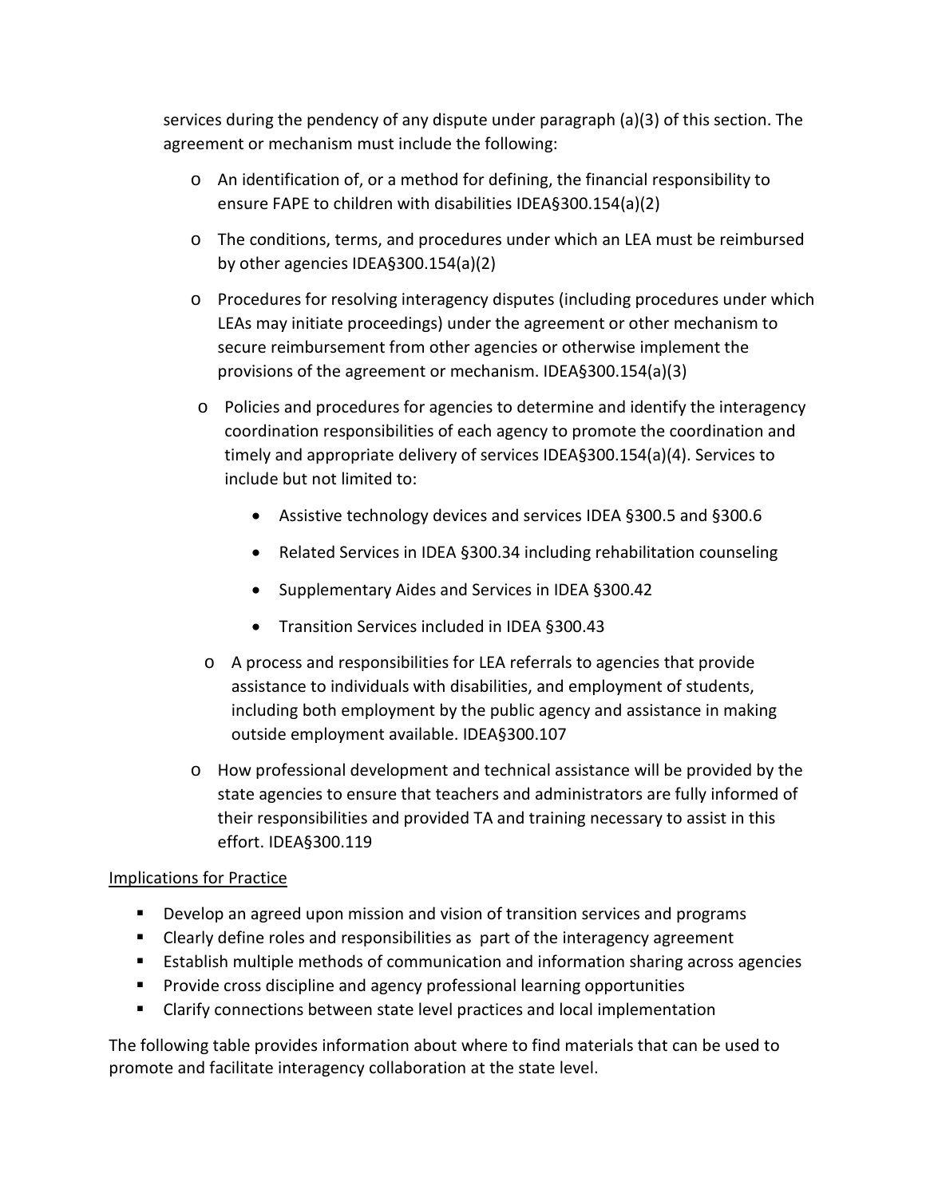services during the pendency of any dispute under paragraph (a)(3) of this section. The agreement or mechanism must include the following:

- An identification of, or a method for defining, the financial responsibility to ensure FAPE to children with disabilities IDEA§300.154(a)(2)
- The conditions, terms, and procedures under which an LEA must be reimbursed by other agencies IDEA§300.154(a)(2)
- Procedures for resolving interagency disputes (including procedures under which LEAs may initiate proceedings) under the agreement or other mechanism to secure reimbursement from other agencies or otherwise implement the provisions of the agreement or mechanism. IDEA§300.154(a)(3)
- Policies and procedures for agencies to determine and identify the interagency coordination responsibilities of each agency to promote the coordination and timely and appropriate delivery of services IDEA§300.154(a)(4). Services to include but not limited to:
  - Assistive technology devices and services IDEA §300.5 and §300.6
  - Related Services in IDEA §300.34 including rehabilitation counseling
  - Supplementary Aides and Services in IDEA §300.42
  - Transition Services included in IDEA §300.43
- A process and responsibilities for LEA referrals to agencies that provide assistance to individuals with disabilities, and employment of students, including both employment by the public agency and assistance in making outside employment available. IDEA§300.107
- How professional development and technical assistance will be provided by the state agencies to ensure that teachers and administrators are fully informed of their responsibilities and provided TA and training necessary to assist in this effort. IDEA§300.119

<u>Implications for Practice</u>

- Develop an agreed upon mission and vision of transition services and programs
- Clearly define roles and responsibilities as part of the interagency agreement
- Establish multiple methods of communication and information sharing across agencies
- Provide cross discipline and agency professional learning opportunities
- Clarify connections between state level practices and local implementation

The following table provides information about where to find materials that can be used to promote and facilitate interagency collaboration at the state level.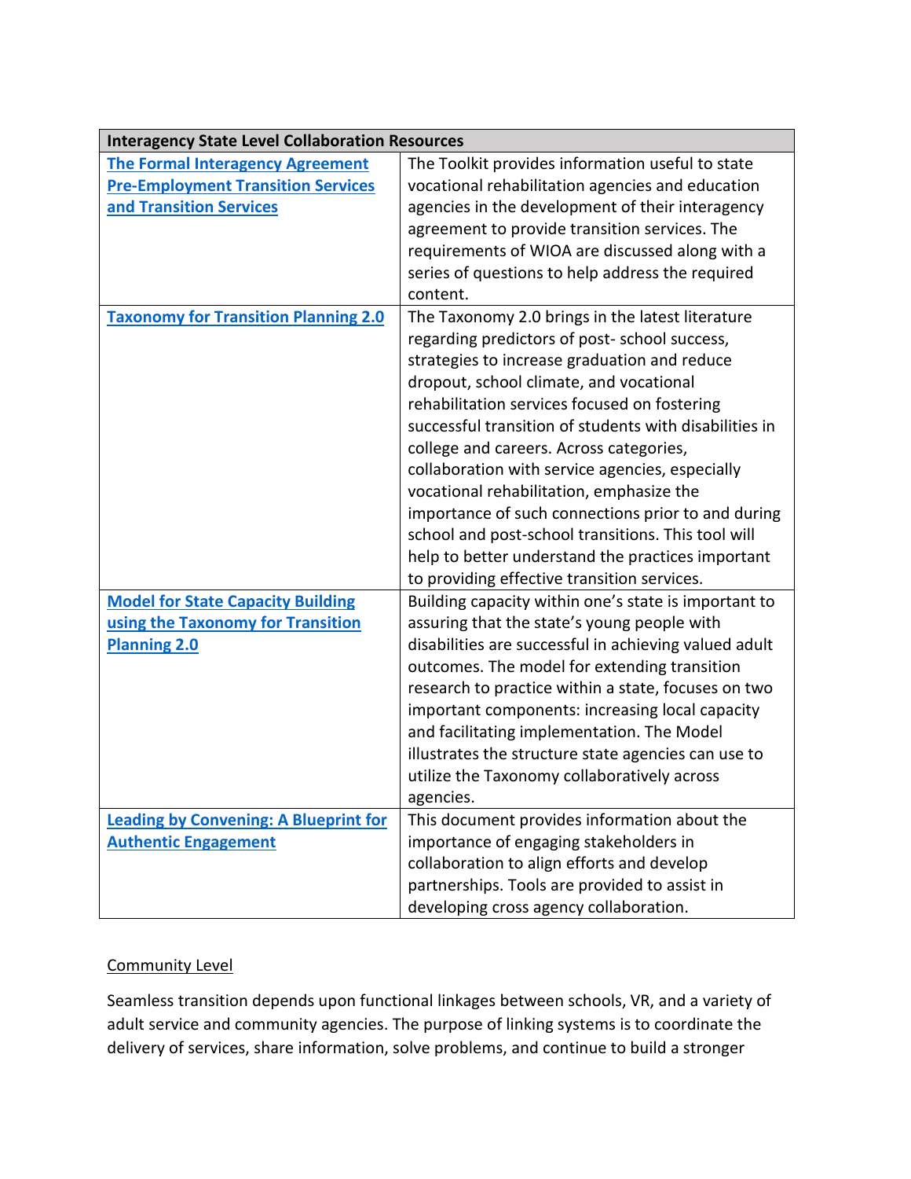| Interagency State Level Collaboration Resources | |
|---|---|
| **The Formal Interagency Agreement Pre-Employment Transition Services and Transition Services** | The Toolkit provides information useful to state vocational rehabilitation agencies and education agencies in the development of their interagency agreement to provide transition services. The requirements of WIOA are discussed along with a series of questions to help address the required content. |
| **Taxonomy for Transition Planning 2.0** | The Taxonomy 2.0 brings in the latest literature regarding predictors of post- school success, strategies to increase graduation and reduce dropout, school climate, and vocational rehabilitation services focused on fostering successful transition of students with disabilities in college and careers. Across categories, collaboration with service agencies, especially vocational rehabilitation, emphasize the importance of such connections prior to and during school and post-school transitions. This tool will help to better understand the practices important to providing effective transition services. |
| **Model for State Capacity Building using the Taxonomy for Transition Planning 2.0** | Building capacity within one's state is important to assuring that the state's young people with disabilities are successful in achieving valued adult outcomes. The model for extending transition research to practice within a state, focuses on two important components: increasing local capacity and facilitating implementation. The Model illustrates the structure state agencies can use to utilize the Taxonomy collaboratively across agencies. |
| **Leading by Convening: A Blueprint for Authentic Engagement** | This document provides information about the importance of engaging stakeholders in collaboration to align efforts and develop partnerships. Tools are provided to assist in developing cross agency collaboration. |

Community Level

Seamless transition depends upon functional linkages between schools, VR, and a variety of adult service and community agencies. The purpose of linking systems is to coordinate the delivery of services, share information, solve problems, and continue to build a stronger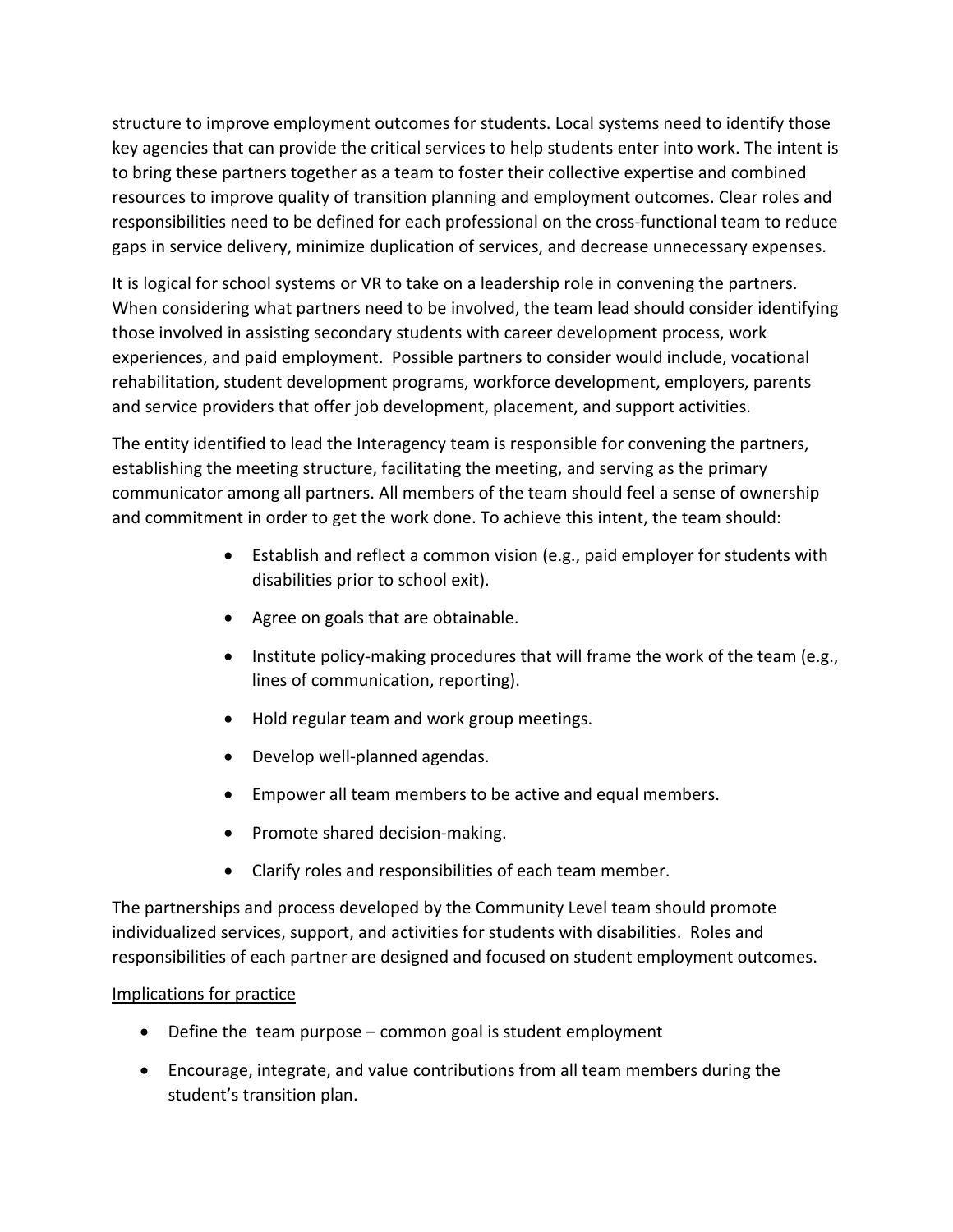structure to improve employment outcomes for students. Local systems need to identify those key agencies that can provide the critical services to help students enter into work. The intent is to bring these partners together as a team to foster their collective expertise and combined resources to improve quality of transition planning and employment outcomes. Clear roles and responsibilities need to be defined for each professional on the cross-functional team to reduce gaps in service delivery, minimize duplication of services, and decrease unnecessary expenses.

It is logical for school systems or VR to take on a leadership role in convening the partners. When considering what partners need to be involved, the team lead should consider identifying those involved in assisting secondary students with career development process, work experiences, and paid employment. Possible partners to consider would include, vocational rehabilitation, student development programs, workforce development, employers, parents and service providers that offer job development, placement, and support activities.

The entity identified to lead the Interagency team is responsible for convening the partners, establishing the meeting structure, facilitating the meeting, and serving as the primary communicator among all partners. All members of the team should feel a sense of ownership and commitment in order to get the work done. To achieve this intent, the team should:

- Establish and reflect a common vision (e.g., paid employer for students with disabilities prior to school exit).
- Agree on goals that are obtainable.
- Institute policy-making procedures that will frame the work of the team (e.g., lines of communication, reporting).
- Hold regular team and work group meetings.
- Develop well-planned agendas.
- Empower all team members to be active and equal members.
- Promote shared decision-making.
- Clarify roles and responsibilities of each team member.

The partnerships and process developed by the Community Level team should promote individualized services, support, and activities for students with disabilities. Roles and responsibilities of each partner are designed and focused on student employment outcomes.

<u>Implications for practice</u>

- Define the team purpose – common goal is student employment
- Encourage, integrate, and value contributions from all team members during the student's transition plan.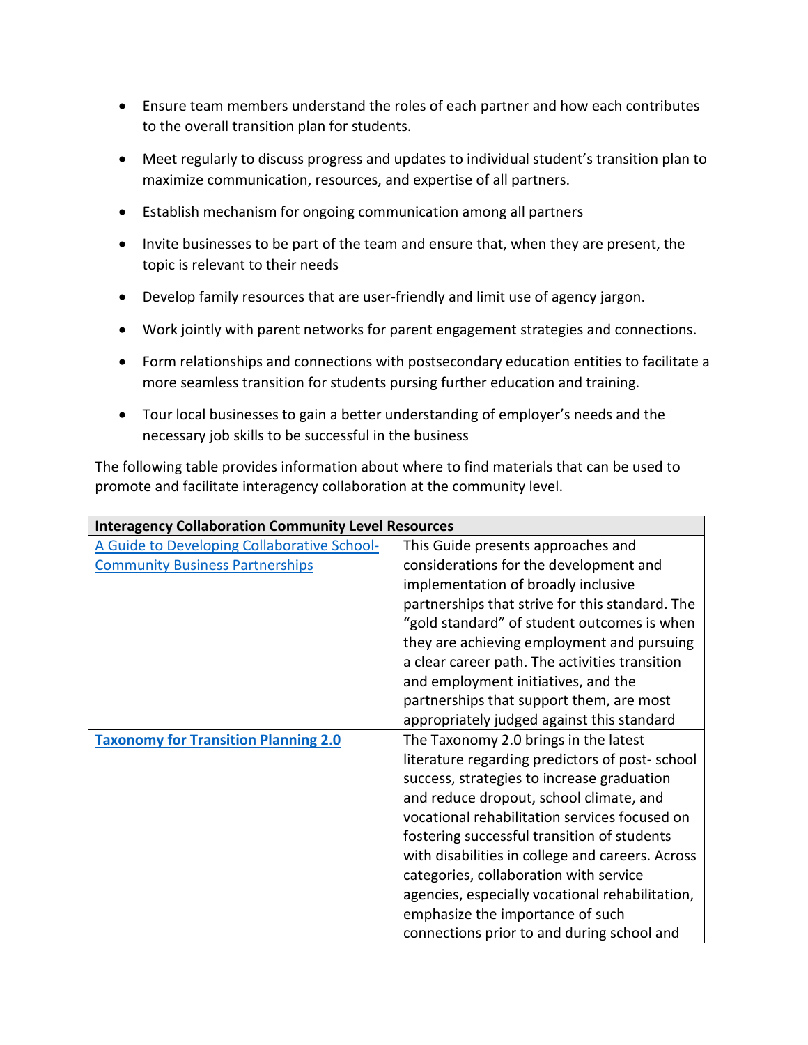- Ensure team members understand the roles of each partner and how each contributes to the overall transition plan for students.
- Meet regularly to discuss progress and updates to individual student's transition plan to maximize communication, resources, and expertise of all partners.
- Establish mechanism for ongoing communication among all partners
- Invite businesses to be part of the team and ensure that, when they are present, the topic is relevant to their needs
- Develop family resources that are user-friendly and limit use of agency jargon.
- Work jointly with parent networks for parent engagement strategies and connections.
- Form relationships and connections with postsecondary education entities to facilitate a more seamless transition for students pursing further education and training.
- Tour local businesses to gain a better understanding of employer's needs and the necessary job skills to be successful in the business

The following table provides information about where to find materials that can be used to promote and facilitate interagency collaboration at the community level.

| **Interagency Collaboration Community Level Resources** | |
|---|---|
| A Guide to Developing Collaborative School-Community Business Partnerships | This Guide presents approaches and considerations for the development and implementation of broadly inclusive partnerships that strive for this standard. The "gold standard" of student outcomes is when they are achieving employment and pursuing a clear career path. The activities transition and employment initiatives, and the partnerships that support them, are most appropriately judged against this standard |
| **Taxonomy for Transition Planning 2.0** | The Taxonomy 2.0 brings in the latest literature regarding predictors of post- school success, strategies to increase graduation and reduce dropout, school climate, and vocational rehabilitation services focused on fostering successful transition of students with disabilities in college and careers. Across categories, collaboration with service agencies, especially vocational rehabilitation, emphasize the importance of such connections prior to and during school and |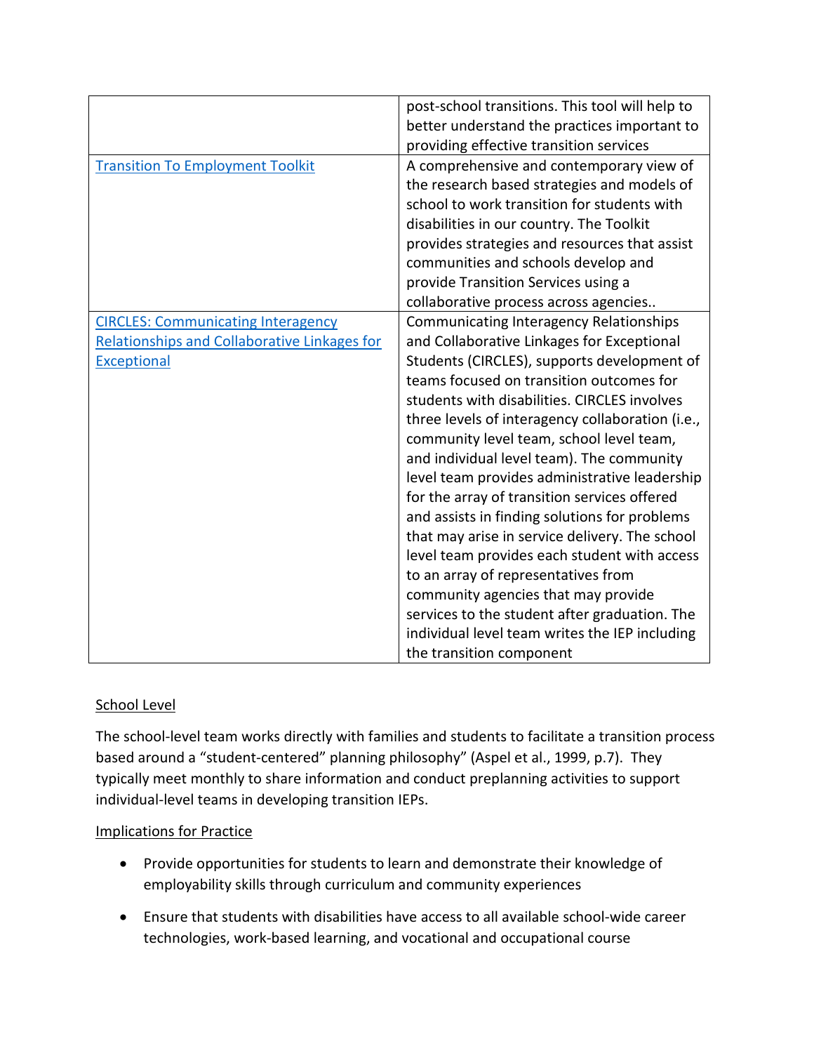| | |
|---|---|
| | post-school transitions. This tool will help to better understand the practices important to providing effective transition services |
| Transition To Employment Toolkit | A comprehensive and contemporary view of the research based strategies and models of school to work transition for students with disabilities in our country. The Toolkit provides strategies and resources that assist communities and schools develop and provide Transition Services using a collaborative process across agencies.. |
| CIRCLES: Communicating Interagency Relationships and Collaborative Linkages for Exceptional | Communicating Interagency Relationships and Collaborative Linkages for Exceptional Students (CIRCLES), supports development of teams focused on transition outcomes for students with disabilities. CIRCLES involves three levels of interagency collaboration (i.e., community level team, school level team, and individual level team). The community level team provides administrative leadership for the array of transition services offered and assists in finding solutions for problems that may arise in service delivery. The school level team provides each student with access to an array of representatives from community agencies that may provide services to the student after graduation. The individual level team writes the IEP including the transition component |

School Level

The school-level team works directly with families and students to facilitate a transition process based around a "student-centered" planning philosophy" (Aspel et al., 1999, p.7). They typically meet monthly to share information and conduct preplanning activities to support individual-level teams in developing transition IEPs.

Implications for Practice

- Provide opportunities for students to learn and demonstrate their knowledge of employability skills through curriculum and community experiences
- Ensure that students with disabilities have access to all available school-wide career technologies, work-based learning, and vocational and occupational course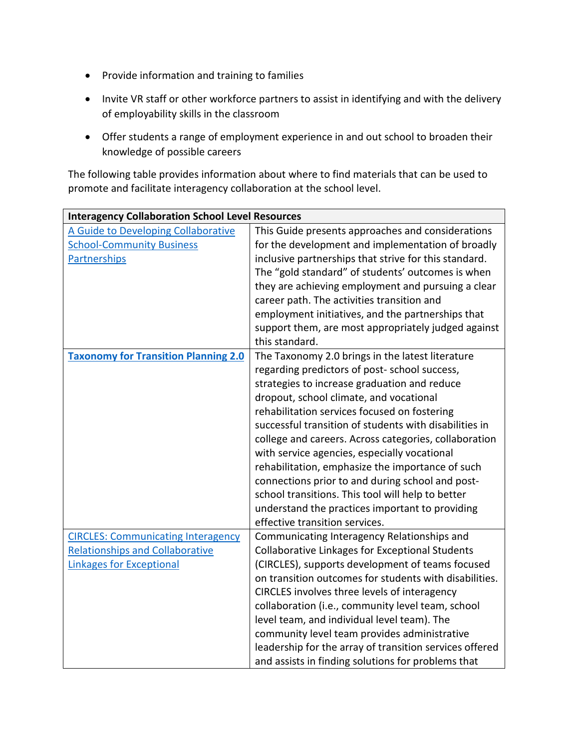- Provide information and training to families
- Invite VR staff or other workforce partners to assist in identifying and with the delivery of employability skills in the classroom
- Offer students a range of employment experience in and out school to broaden their knowledge of possible careers

The following table provides information about where to find materials that can be used to promote and facilitate interagency collaboration at the school level.

| **Interagency Collaboration School Level Resources** | |
|---|---|
| A Guide to Developing Collaborative School-Community Business Partnerships | This Guide presents approaches and considerations for the development and implementation of broadly inclusive partnerships that strive for this standard. The "gold standard" of students' outcomes is when they are achieving employment and pursuing a clear career path. The activities transition and employment initiatives, and the partnerships that support them, are most appropriately judged against this standard. |
| **Taxonomy for Transition Planning 2.0** | The Taxonomy 2.0 brings in the latest literature regarding predictors of post- school success, strategies to increase graduation and reduce dropout, school climate, and vocational rehabilitation services focused on fostering successful transition of students with disabilities in college and careers. Across categories, collaboration with service agencies, especially vocational rehabilitation, emphasize the importance of such connections prior to and during school and post-school transitions. This tool will help to better understand the practices important to providing effective transition services. |
| CIRCLES: Communicating Interagency Relationships and Collaborative Linkages for Exceptional | Communicating Interagency Relationships and Collaborative Linkages for Exceptional Students (CIRCLES), supports development of teams focused on transition outcomes for students with disabilities. CIRCLES involves three levels of interagency collaboration (i.e., community level team, school level team, and individual level team). The community level team provides administrative leadership for the array of transition services offered and assists in finding solutions for problems that |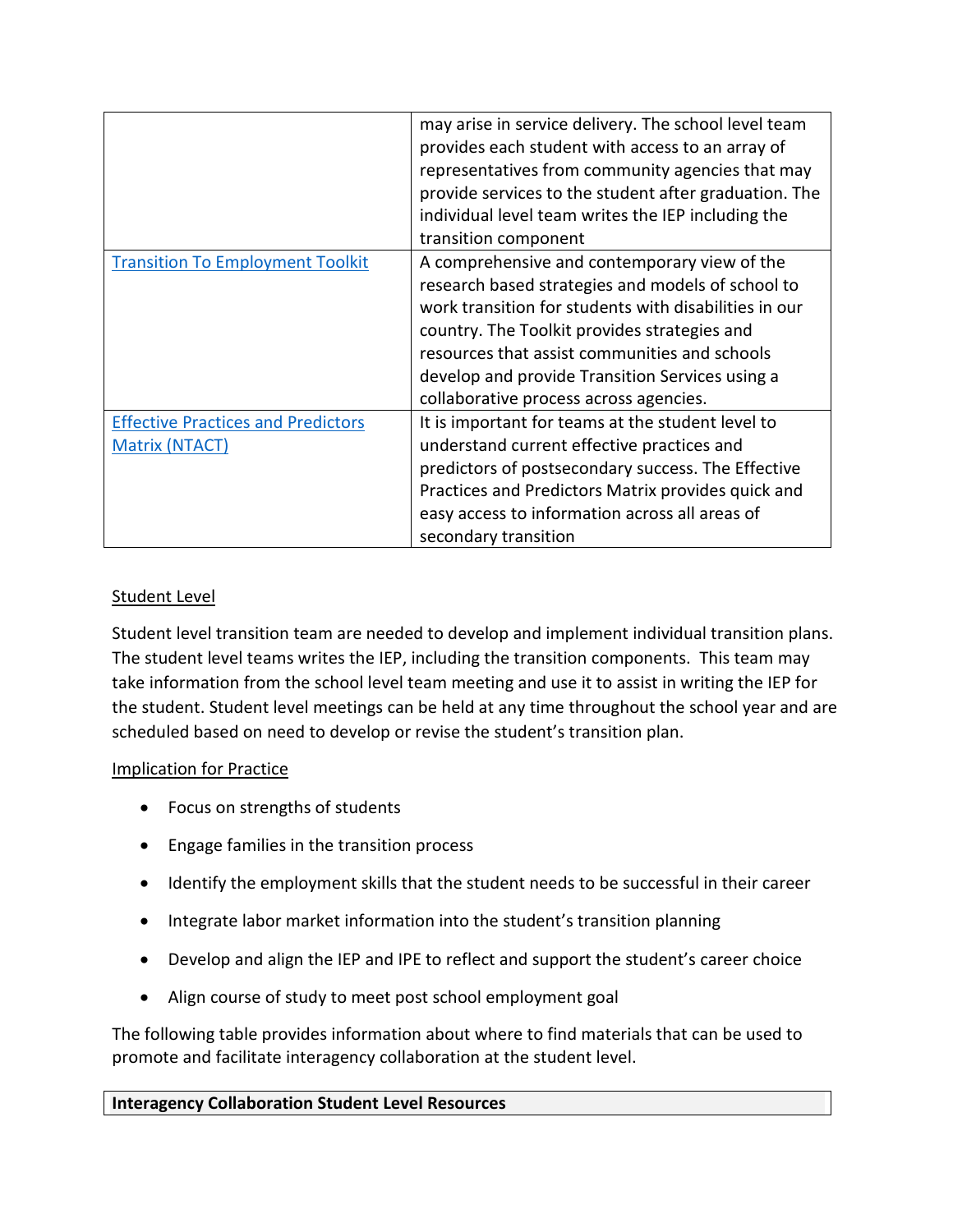| | |
|---|---|
| | may arise in service delivery. The school level team provides each student with access to an array of representatives from community agencies that may provide services to the student after graduation. The individual level team writes the IEP including the transition component |
| Transition To Employment Toolkit | A comprehensive and contemporary view of the research based strategies and models of school to work transition for students with disabilities in our country. The Toolkit provides strategies and resources that assist communities and schools develop and provide Transition Services using a collaborative process across agencies. |
| Effective Practices and Predictors Matrix (NTACT) | It is important for teams at the student level to understand current effective practices and predictors of postsecondary success. The Effective Practices and Predictors Matrix provides quick and easy access to information across all areas of secondary transition |

Student Level

Student level transition team are needed to develop and implement individual transition plans. The student level teams writes the IEP, including the transition components. This team may take information from the school level team meeting and use it to assist in writing the IEP for the student. Student level meetings can be held at any time throughout the school year and are scheduled based on need to develop or revise the student's transition plan.

Implication for Practice

- Focus on strengths of students
- Engage families in the transition process
- Identify the employment skills that the student needs to be successful in their career
- Integrate labor market information into the student's transition planning
- Develop and align the IEP and IPE to reflect and support the student's career choice
- Align course of study to meet post school employment goal

The following table provides information about where to find materials that can be used to promote and facilitate interagency collaboration at the student level.

| **Interagency Collaboration Student Level Resources** |
|---|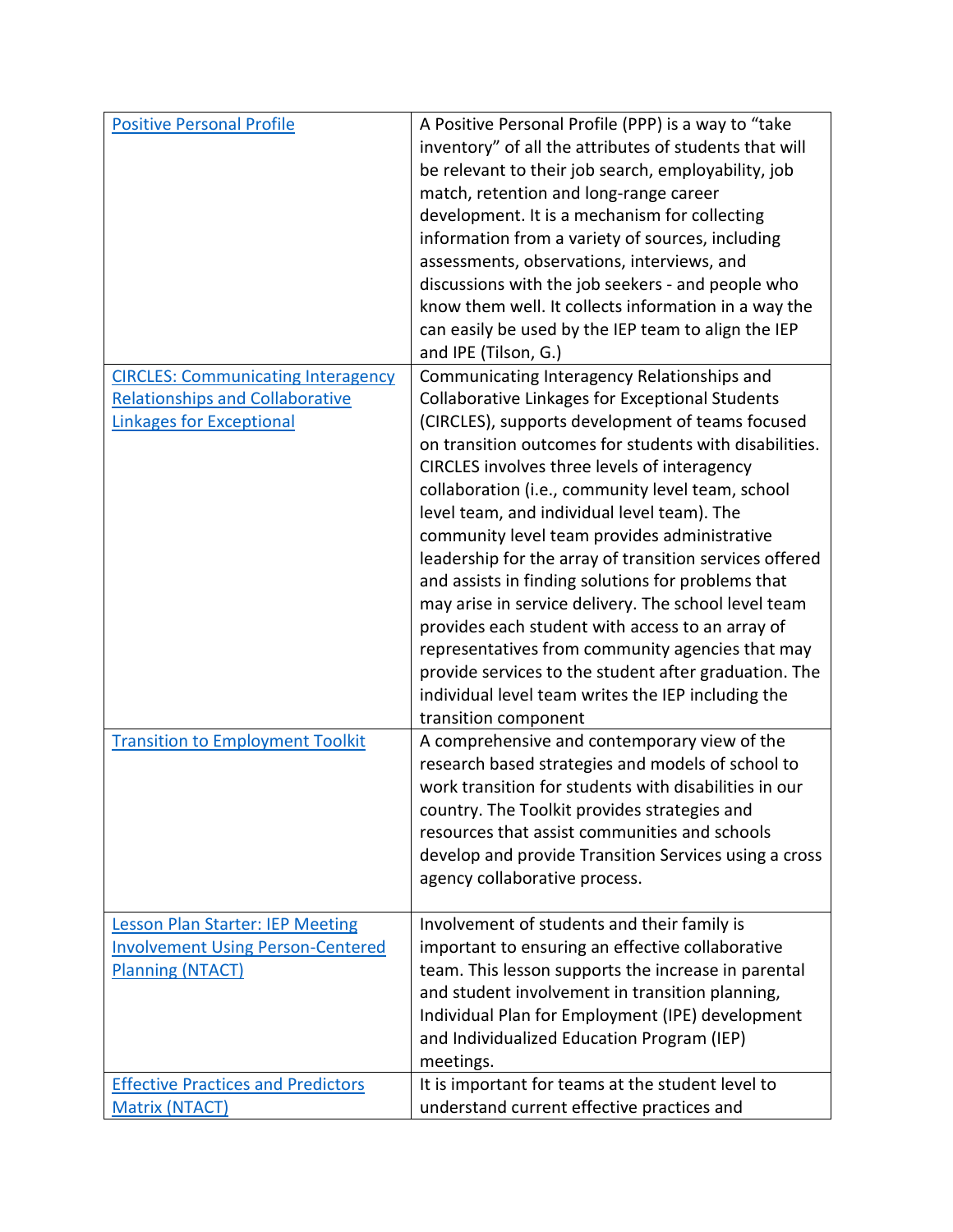| | |
|---|---|
| Positive Personal Profile | A Positive Personal Profile (PPP) is a way to "take inventory" of all the attributes of students that will be relevant to their job search, employability, job match, retention and long-range career development. It is a mechanism for collecting information from a variety of sources, including assessments, observations, interviews, and discussions with the job seekers - and people who know them well. It collects information in a way the can easily be used by the IEP team to align the IEP and IPE (Tilson, G.) |
| CIRCLES: Communicating Interagency Relationships and Collaborative Linkages for Exceptional | Communicating Interagency Relationships and Collaborative Linkages for Exceptional Students (CIRCLES), supports development of teams focused on transition outcomes for students with disabilities. CIRCLES involves three levels of interagency collaboration (i.e., community level team, school level team, and individual level team). The community level team provides administrative leadership for the array of transition services offered and assists in finding solutions for problems that may arise in service delivery. The school level team provides each student with access to an array of representatives from community agencies that may provide services to the student after graduation. The individual level team writes the IEP including the transition component |
| Transition to Employment Toolkit | A comprehensive and contemporary view of the research based strategies and models of school to work transition for students with disabilities in our country. The Toolkit provides strategies and resources that assist communities and schools develop and provide Transition Services using a cross agency collaborative process. |
| Lesson Plan Starter: IEP Meeting Involvement Using Person-Centered Planning (NTACT) | Involvement of students and their family is important to ensuring an effective collaborative team. This lesson supports the increase in parental and student involvement in transition planning, Individual Plan for Employment (IPE) development and Individualized Education Program (IEP) meetings. |
| Effective Practices and Predictors Matrix (NTACT) | It is important for teams at the student level to understand current effective practices and |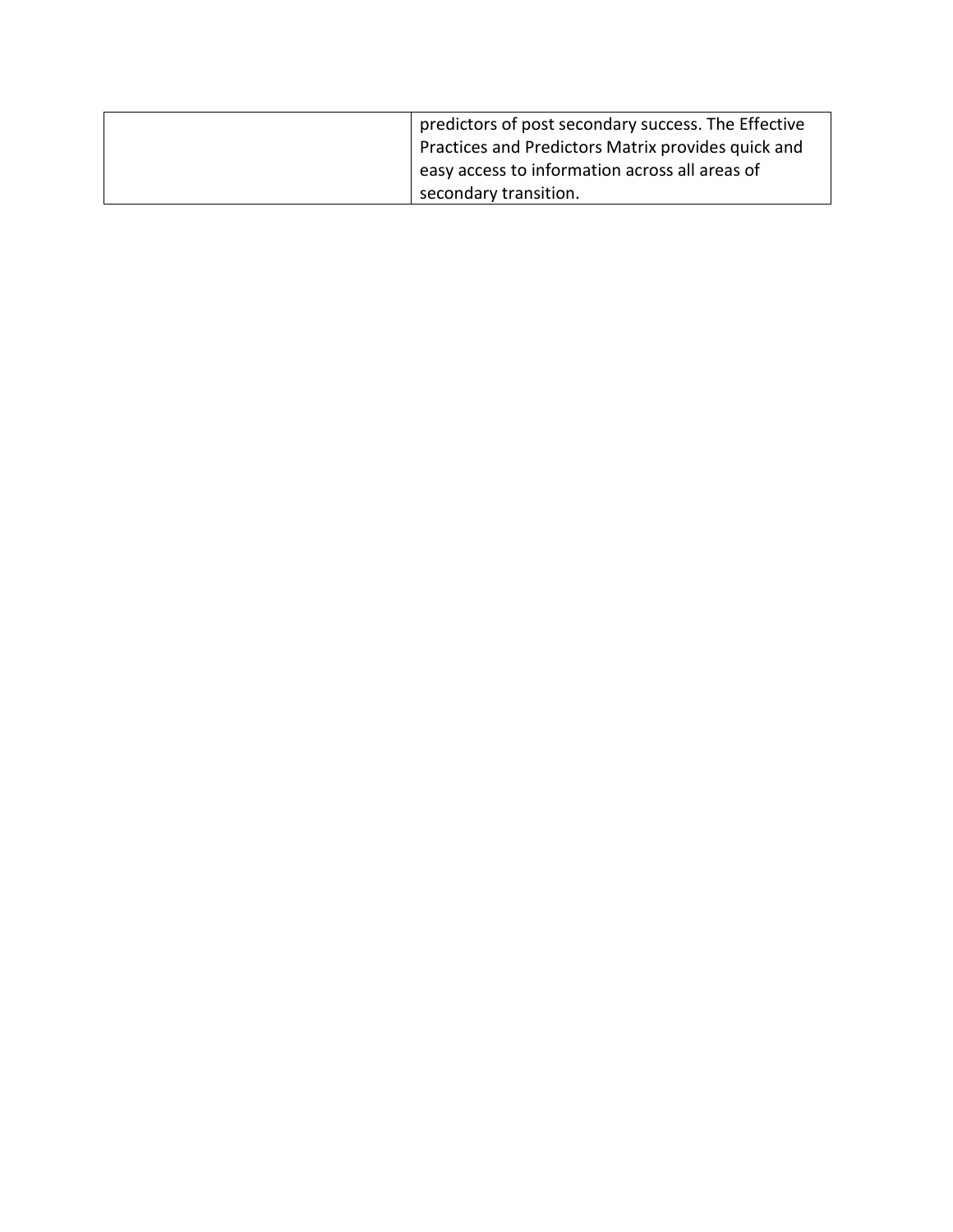| | |
|---|---|
| | predictors of post secondary success. The Effective Practices and Predictors Matrix provides quick and easy access to information across all areas of secondary transition. |